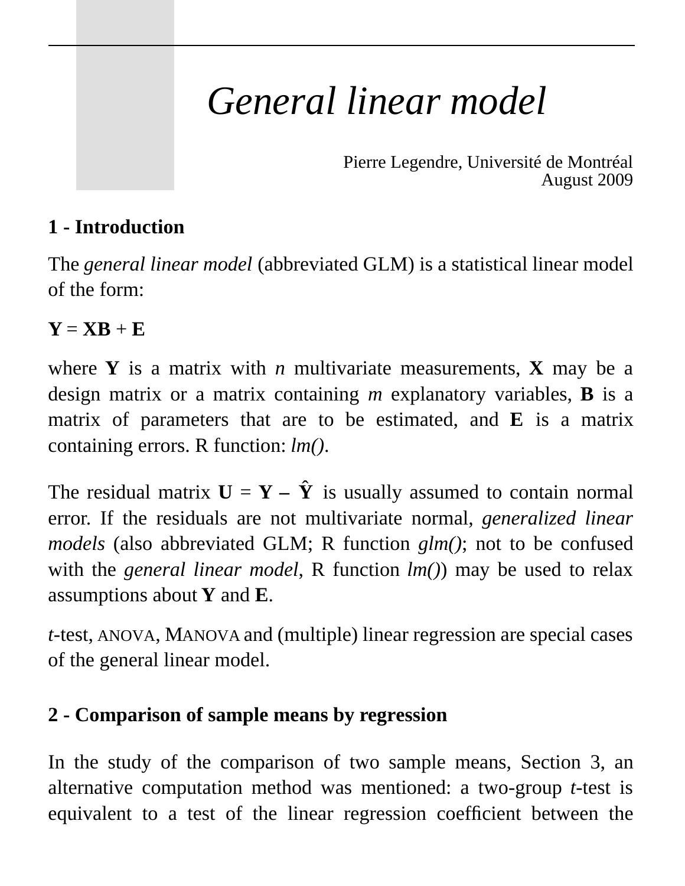# *General linear model*

Pierre Legendre, Université de Montréal
August 2009

## 1 - Introduction

The *general linear model* (abbreviated GLM) is a statistical linear model of the form:

$$\mathbf{Y} = \mathbf{XB} + \mathbf{E}$$

where $\mathbf{Y}$ is a matrix with $n$ multivariate measurements, $\mathbf{X}$ may be a design matrix or a matrix containing $m$ explanatory variables, $\mathbf{B}$ is a matrix of parameters that are to be estimated, and $\mathbf{E}$ is a matrix containing errors. R function: *lm()*.

The residual matrix $\mathbf{U} = \mathbf{Y} - \hat{\mathbf{Y}}$ is usually assumed to contain normal error. If the residuals are not multivariate normal, *generalized linear models* (also abbreviated GLM; R function *glm()*; not to be confused with the *general linear model*, R function *lm()*) may be used to relax assumptions about $\mathbf{Y}$ and $\mathbf{E}$.

*t*-test, ANOVA, MANOVA and (multiple) linear regression are special cases of the general linear model.

## 2 - Comparison of sample means by regression

In the study of the comparison of two sample means, Section 3, an alternative computation method was mentioned: a two-group *t*-test is equivalent to a test of the linear regression coefficient between the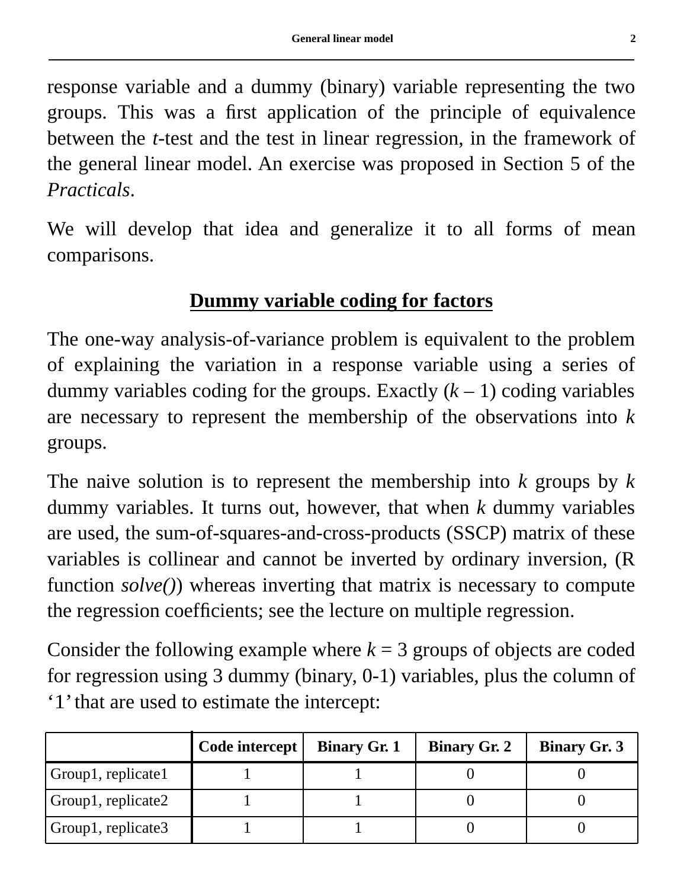response variable and a dummy (binary) variable representing the two groups. This was a first application of the principle of equivalence between the *t*-test and the test in linear regression, in the framework of the general linear model. An exercise was proposed in Section 5 of the *Practicals*.

We will develop that idea and generalize it to all forms of mean comparisons.

## Dummy variable coding for factors

The one-way analysis-of-variance problem is equivalent to the problem of explaining the variation in a response variable using a series of dummy variables coding for the groups. Exactly ($k$ – 1) coding variables are necessary to represent the membership of the observations into $k$ groups.

The naive solution is to represent the membership into $k$ groups by $k$ dummy variables. It turns out, however, that when $k$ dummy variables are used, the sum-of-squares-and-cross-products (SSCP) matrix of these variables is collinear and cannot be inverted by ordinary inversion, (R function *solve()*) whereas inverting that matrix is necessary to compute the regression coefficients; see the lecture on multiple regression.

Consider the following example where $k = 3$ groups of objects are coded for regression using 3 dummy (binary, 0-1) variables, plus the column of '1' that are used to estimate the intercept:

| | Code intercept | Binary Gr. 1 | Binary Gr. 2 | Binary Gr. 3 |
|---|---|---|---|---|
| Group1, replicate1 | 1 | 1 | 0 | 0 |
| Group1, replicate2 | 1 | 1 | 0 | 0 |
| Group1, replicate3 | 1 | 1 | 0 | 0 |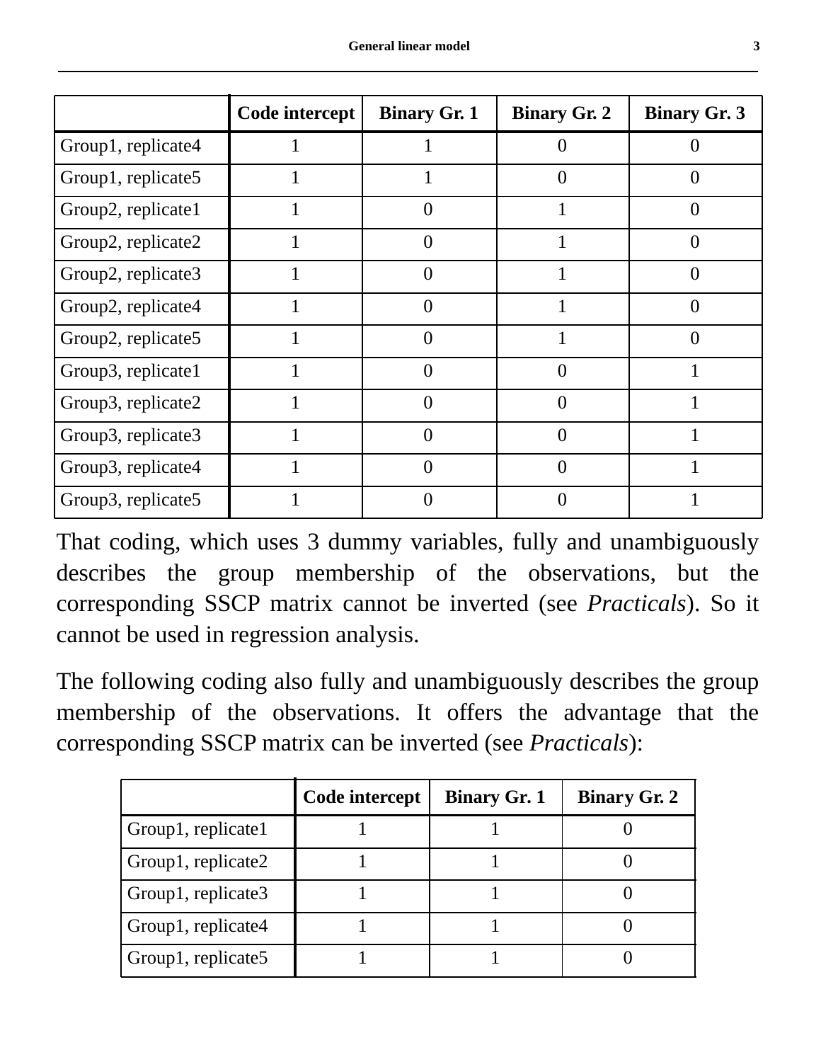| | Code intercept | Binary Gr. 1 | Binary Gr. 2 | Binary Gr. 3 |
|---|---|---|---|---|
| Group1, replicate4 | 1 | 1 | 0 | 0 |
| Group1, replicate5 | 1 | 1 | 0 | 0 |
| Group2, replicate1 | 1 | 0 | 1 | 0 |
| Group2, replicate2 | 1 | 0 | 1 | 0 |
| Group2, replicate3 | 1 | 0 | 1 | 0 |
| Group2, replicate4 | 1 | 0 | 1 | 0 |
| Group2, replicate5 | 1 | 0 | 1 | 0 |
| Group3, replicate1 | 1 | 0 | 0 | 1 |
| Group3, replicate2 | 1 | 0 | 0 | 1 |
| Group3, replicate3 | 1 | 0 | 0 | 1 |
| Group3, replicate4 | 1 | 0 | 0 | 1 |
| Group3, replicate5 | 1 | 0 | 0 | 1 |

That coding, which uses 3 dummy variables, fully and unambiguously describes the group membership of the observations, but the corresponding SSCP matrix cannot be inverted (see *Practicals*). So it cannot be used in regression analysis.

The following coding also fully and unambiguously describes the group membership of the observations. It offers the advantage that the corresponding SSCP matrix can be inverted (see *Practicals*):

| | Code intercept | Binary Gr. 1 | Binary Gr. 2 |
|---|---|---|---|
| Group1, replicate1 | 1 | 1 | 0 |
| Group1, replicate2 | 1 | 1 | 0 |
| Group1, replicate3 | 1 | 1 | 0 |
| Group1, replicate4 | 1 | 1 | 0 |
| Group1, replicate5 | 1 | 1 | 0 |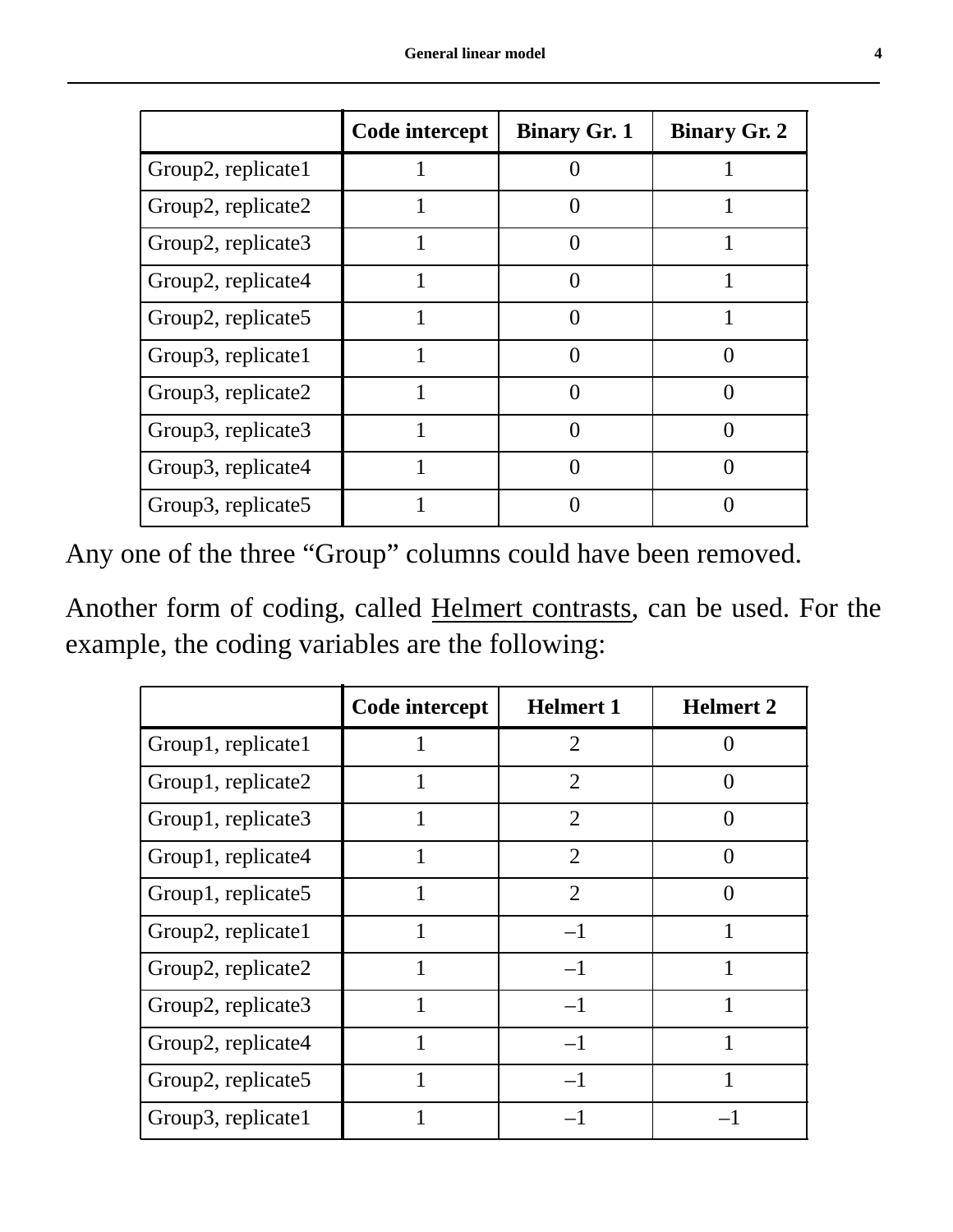| | Code intercept | Binary Gr. 1 | Binary Gr. 2 |
|---|---|---|---|
| Group2, replicate1 | 1 | 0 | 1 |
| Group2, replicate2 | 1 | 0 | 1 |
| Group2, replicate3 | 1 | 0 | 1 |
| Group2, replicate4 | 1 | 0 | 1 |
| Group2, replicate5 | 1 | 0 | 1 |
| Group3, replicate1 | 1 | 0 | 0 |
| Group3, replicate2 | 1 | 0 | 0 |
| Group3, replicate3 | 1 | 0 | 0 |
| Group3, replicate4 | 1 | 0 | 0 |
| Group3, replicate5 | 1 | 0 | 0 |

Any one of the three “Group” columns could have been removed.

Another form of coding, called Helmert contrasts, can be used. For the example, the coding variables are the following:

| | Code intercept | Helmert 1 | Helmert 2 |
|---|---|---|---|
| Group1, replicate1 | 1 | 2 | 0 |
| Group1, replicate2 | 1 | 2 | 0 |
| Group1, replicate3 | 1 | 2 | 0 |
| Group1, replicate4 | 1 | 2 | 0 |
| Group1, replicate5 | 1 | 2 | 0 |
| Group2, replicate1 | 1 | –1 | 1 |
| Group2, replicate2 | 1 | –1 | 1 |
| Group2, replicate3 | 1 | –1 | 1 |
| Group2, replicate4 | 1 | –1 | 1 |
| Group2, replicate5 | 1 | –1 | 1 |
| Group3, replicate1 | 1 | –1 | –1 |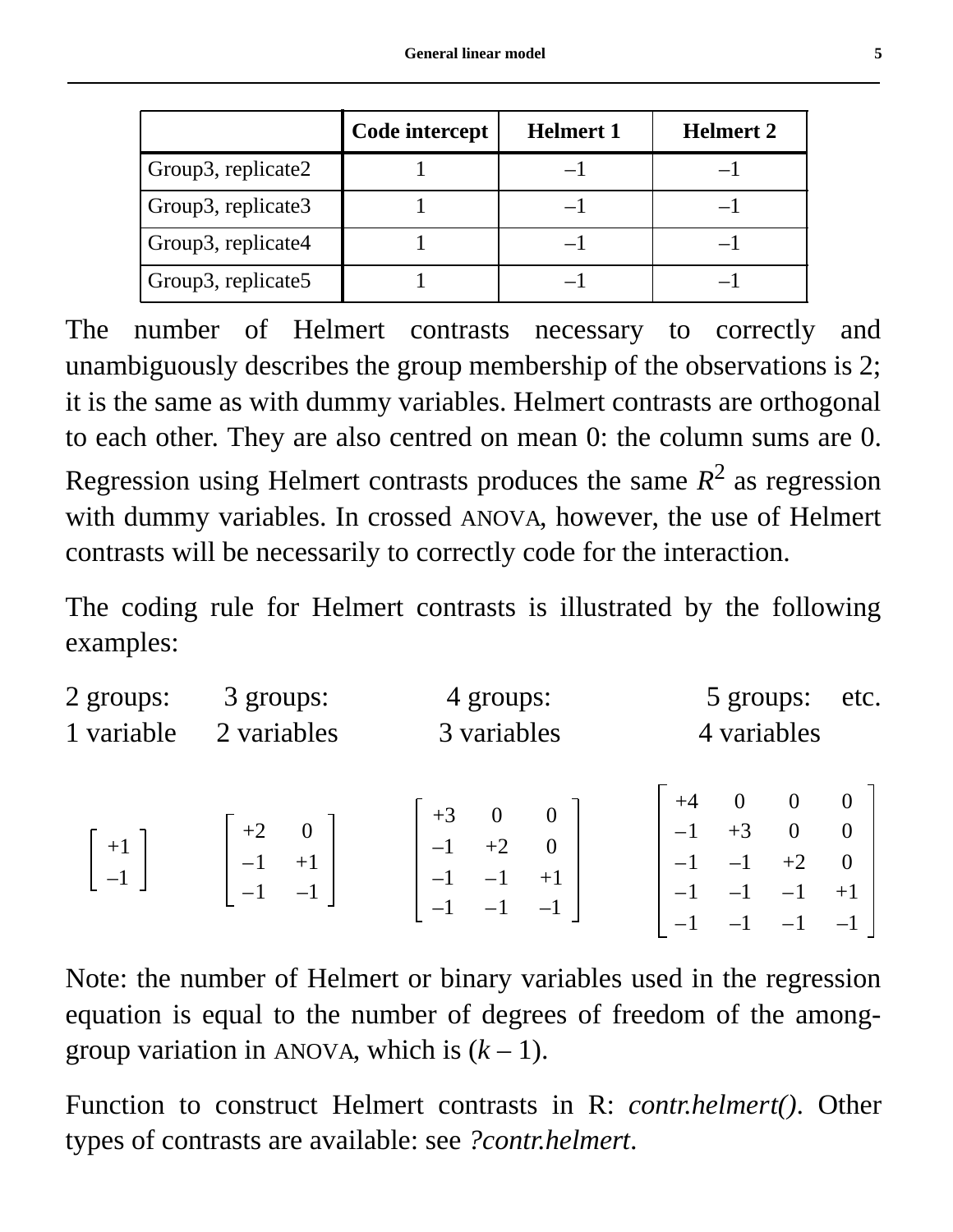| | Code intercept | Helmert 1 | Helmert 2 |
|---|---|---|---|
| Group3, replicate2 | 1 | –1 | –1 |
| Group3, replicate3 | 1 | –1 | –1 |
| Group3, replicate4 | 1 | –1 | –1 |
| Group3, replicate5 | 1 | –1 | –1 |

The number of Helmert contrasts necessary to correctly and unambiguously describes the group membership of the observations is 2; it is the same as with dummy variables. Helmert contrasts are orthogonal to each other. They are also centred on mean 0: the column sums are 0. Regression using Helmert contrasts produces the same $R^2$ as regression with dummy variables. In crossed ANOVA, however, the use of Helmert contrasts will be necessarily to correctly code for the interaction.

The coding rule for Helmert contrasts is illustrated by the following examples:

2 groups: 1 variable — 3 groups: 2 variables — 4 groups: 3 variables — 5 groups: 4 variables — etc.

$$
\begin{bmatrix} +1 \\ -1 \end{bmatrix}
\qquad
\begin{bmatrix} +2 & 0 \\ -1 & +1 \\ -1 & -1 \end{bmatrix}
\qquad
\begin{bmatrix} +3 & 0 & 0 \\ -1 & +2 & 0 \\ -1 & -1 & +1 \\ -1 & -1 & -1 \end{bmatrix}
\qquad
\begin{bmatrix} +4 & 0 & 0 & 0 \\ -1 & +3 & 0 & 0 \\ -1 & -1 & +2 & 0 \\ -1 & -1 & -1 & +1 \\ -1 & -1 & -1 & -1 \end{bmatrix}
$$

Note: the number of Helmert or binary variables used in the regression equation is equal to the number of degrees of freedom of the among-group variation in ANOVA, which is $(k - 1)$.

Function to construct Helmert contrasts in R: *contr.helmert()*. Other types of contrasts are available: see *?contr.helmert*.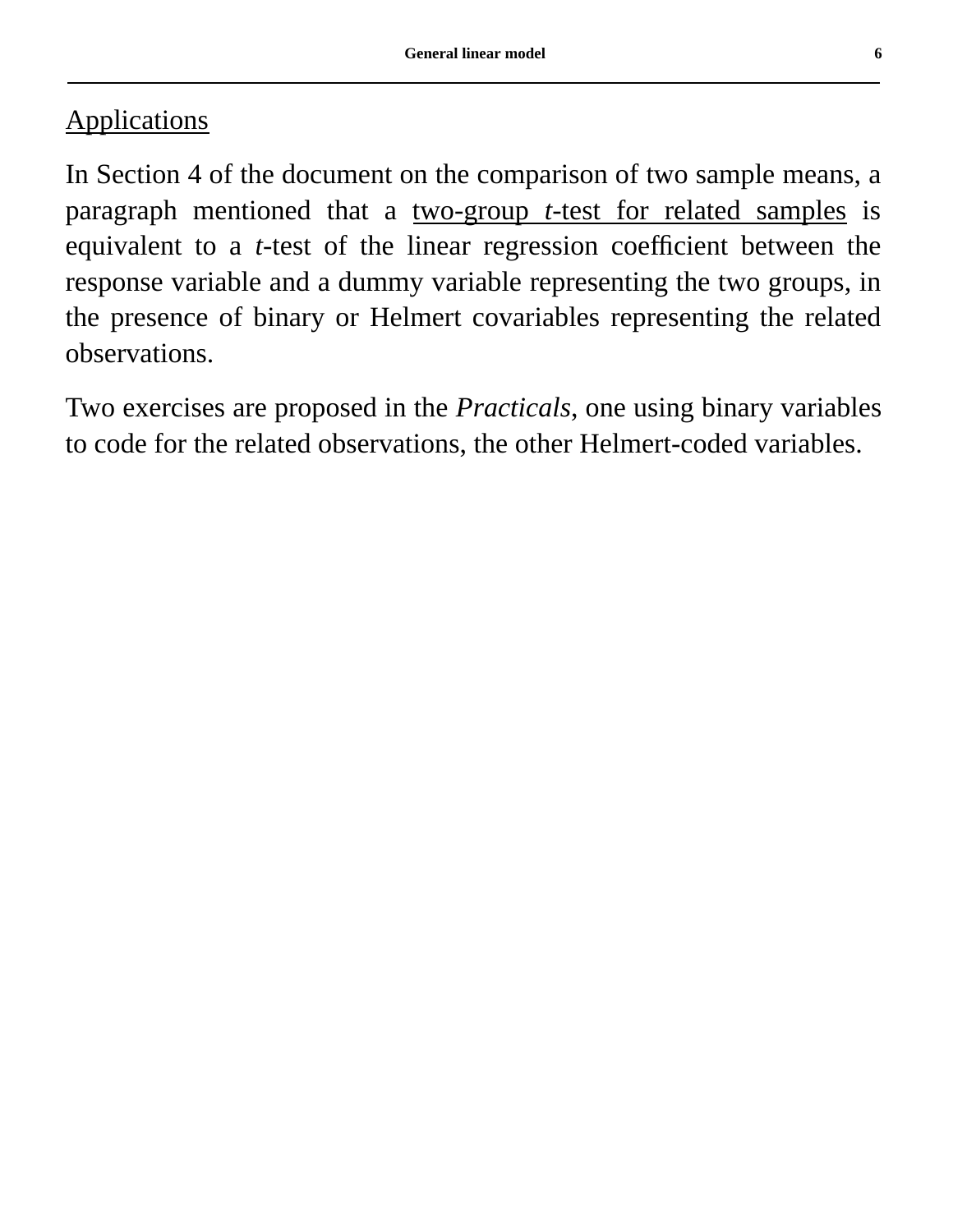Applications

In Section 4 of the document on the comparison of two sample means, a paragraph mentioned that a two-group *t*-test for related samples is equivalent to a *t*-test of the linear regression coefficient between the response variable and a dummy variable representing the two groups, in the presence of binary or Helmert covariables representing the related observations.

Two exercises are proposed in the *Practicals*, one using binary variables to code for the related observations, the other Helmert-coded variables.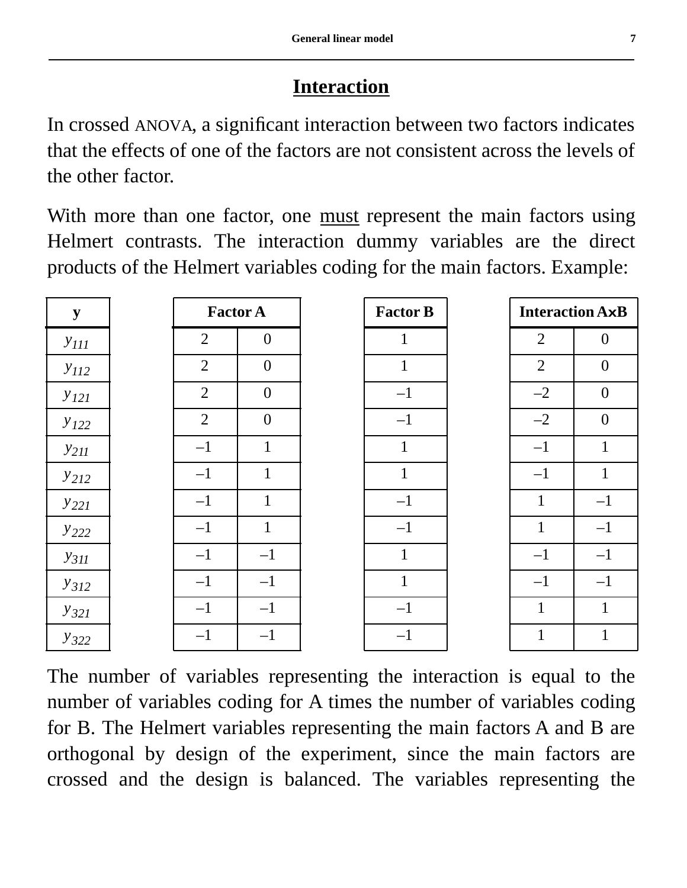## Interaction

In crossed ANOVA, a significant interaction between two factors indicates that the effects of one of the factors are not consistent across the levels of the other factor.

With more than one factor, one must represent the main factors using Helmert contrasts. The interaction dummy variables are the direct products of the Helmert variables coding for the main factors. Example:

| y | Factor A | | Factor B | Interaction A×B | |
|---|---|---|---|---|---|
| $y_{111}$ | 2 | 0 | 1 | 2 | 0 |
| $y_{112}$ | 2 | 0 | 1 | 2 | 0 |
| $y_{121}$ | 2 | 0 | –1 | –2 | 0 |
| $y_{122}$ | 2 | 0 | –1 | –2 | 0 |
| $y_{211}$ | –1 | 1 | 1 | –1 | 1 |
| $y_{212}$ | –1 | 1 | 1 | –1 | 1 |
| $y_{221}$ | –1 | 1 | –1 | 1 | –1 |
| $y_{222}$ | –1 | 1 | –1 | 1 | –1 |
| $y_{311}$ | –1 | –1 | 1 | –1 | –1 |
| $y_{312}$ | –1 | –1 | 1 | –1 | –1 |
| $y_{321}$ | –1 | –1 | –1 | 1 | 1 |
| $y_{322}$ | –1 | –1 | –1 | 1 | 1 |

The number of variables representing the interaction is equal to the number of variables coding for A times the number of variables coding for B. The Helmert variables representing the main factors A and B are orthogonal by design of the experiment, since the main factors are crossed and the design is balanced. The variables representing the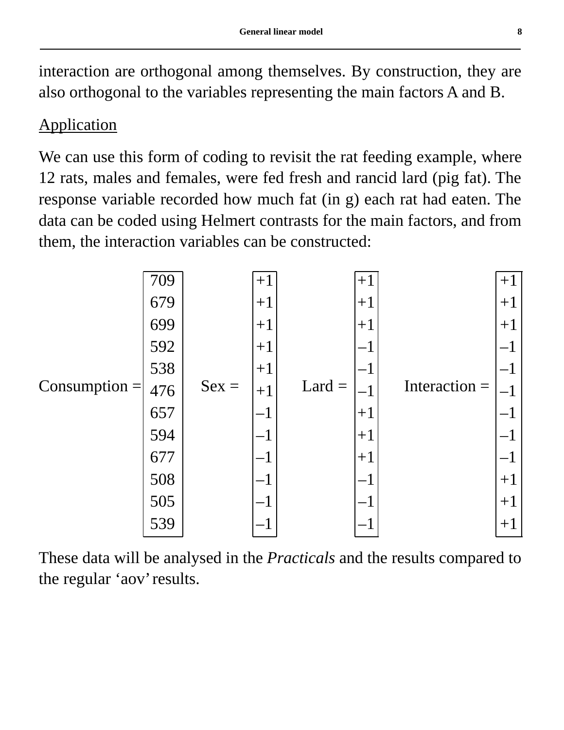interaction are orthogonal among themselves. By construction, they are also orthogonal to the variables representing the main factors A and B.

Application

We can use this form of coding to revisit the rat feeding example, where 12 rats, males and females, were fed fresh and rancid lard (pig fat). The response variable recorded how much fat (in g) each rat had eaten. The data can be coded using Helmert contrasts for the main factors, and from them, the interaction variables can be constructed:

$$\text{Consumption} = \begin{bmatrix} 709 \\ 679 \\ 699 \\ 592 \\ 538 \\ 476 \\ 657 \\ 594 \\ 677 \\ 508 \\ 505 \\ 539 \end{bmatrix} \quad \text{Sex} = \begin{bmatrix} +1 \\ +1 \\ +1 \\ +1 \\ +1 \\ +1 \\ -1 \\ -1 \\ -1 \\ -1 \\ -1 \\ -1 \end{bmatrix} \quad \text{Lard} = \begin{bmatrix} +1 \\ +1 \\ +1 \\ -1 \\ -1 \\ -1 \\ +1 \\ +1 \\ +1 \\ -1 \\ -1 \\ -1 \end{bmatrix} \quad \text{Interaction} = \begin{bmatrix} +1 \\ +1 \\ +1 \\ -1 \\ -1 \\ -1 \\ -1 \\ -1 \\ -1 \\ +1 \\ +1 \\ +1 \end{bmatrix}$$

These data will be analysed in the *Practicals* and the results compared to the regular 'aov' results.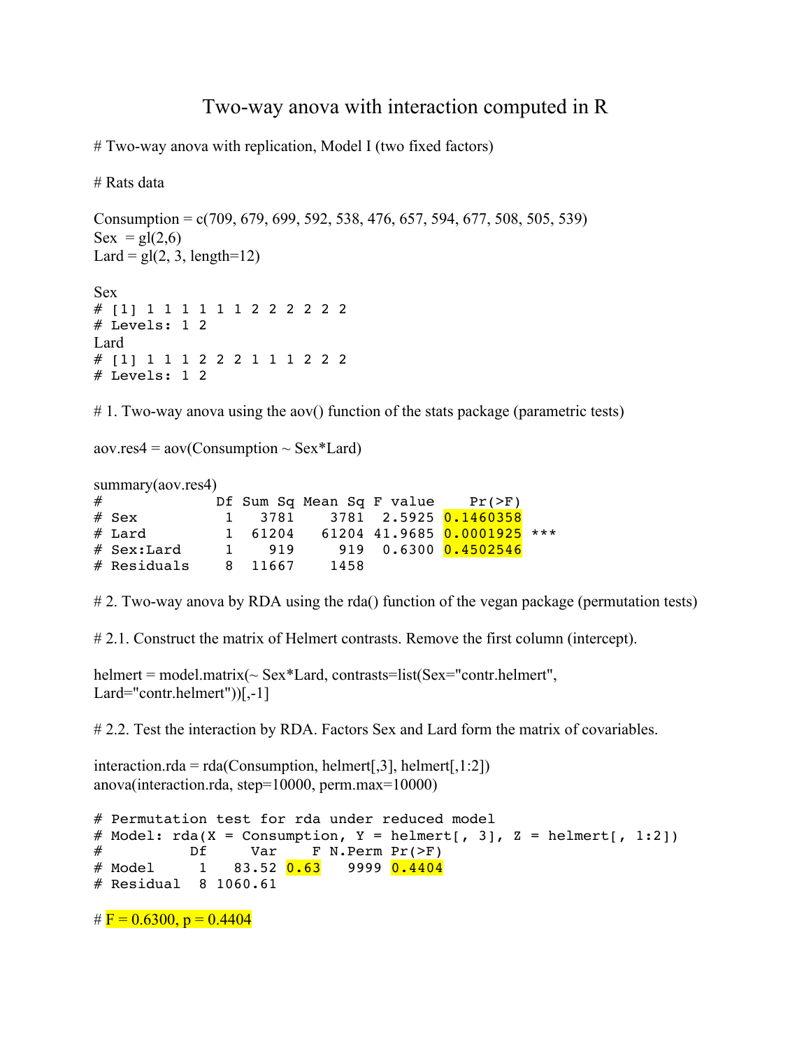# Two-way anova with interaction computed in R

```
# Two-way anova with replication, Model I (two fixed factors)

# Rats data

Consumption = c(709, 679, 699, 592, 538, 476, 657, 594, 677, 508, 505, 539)
Sex  = gl(2,6)
Lard = gl(2, 3, length=12)

Sex
# [1] 1 1 1 1 1 1 2 2 2 2 2 2
# Levels: 1 2
Lard
# [1] 1 1 1 2 2 2 1 1 1 2 2 2
# Levels: 1 2

# 1. Two-way anova using the aov() function of the stats package (parametric tests)

aov.res4 = aov(Consumption ~ Sex*Lard)

summary(aov.res4)
#             Df  Sum Sq  Mean Sq  F value     Pr(>F)
# Sex          1    3781     3781   2.5925  0.1460358
# Lard         1   61204    61204  41.9685  0.0001925 ***
# Sex:Lard     1     919      919   0.6300  0.4502546
# Residuals    8   11667     1458

# 2. Two-way anova by RDA using the rda() function of the vegan package (permutation tests)

# 2.1. Construct the matrix of Helmert contrasts. Remove the first column (intercept).

helmert = model.matrix(~ Sex*Lard, contrasts=list(Sex="contr.helmert",
Lard="contr.helmert"))[,-1]

# 2.2. Test the interaction by RDA. Factors Sex and Lard form the matrix of covariables.

interaction.rda = rda(Consumption, helmert[,3], helmert[,1:2])
anova(interaction.rda, step=10000, perm.max=10000)

# Permutation test for rda under reduced model
# Model: rda(X = Consumption, Y = helmert[, 3], Z = helmert[, 1:2])
#           Df      Var     F  N.Perm  Pr(>F)
# Model      1    83.52  0.63    9999  0.4404
# Residual   8  1060.61

# F = 0.6300, p = 0.4404
```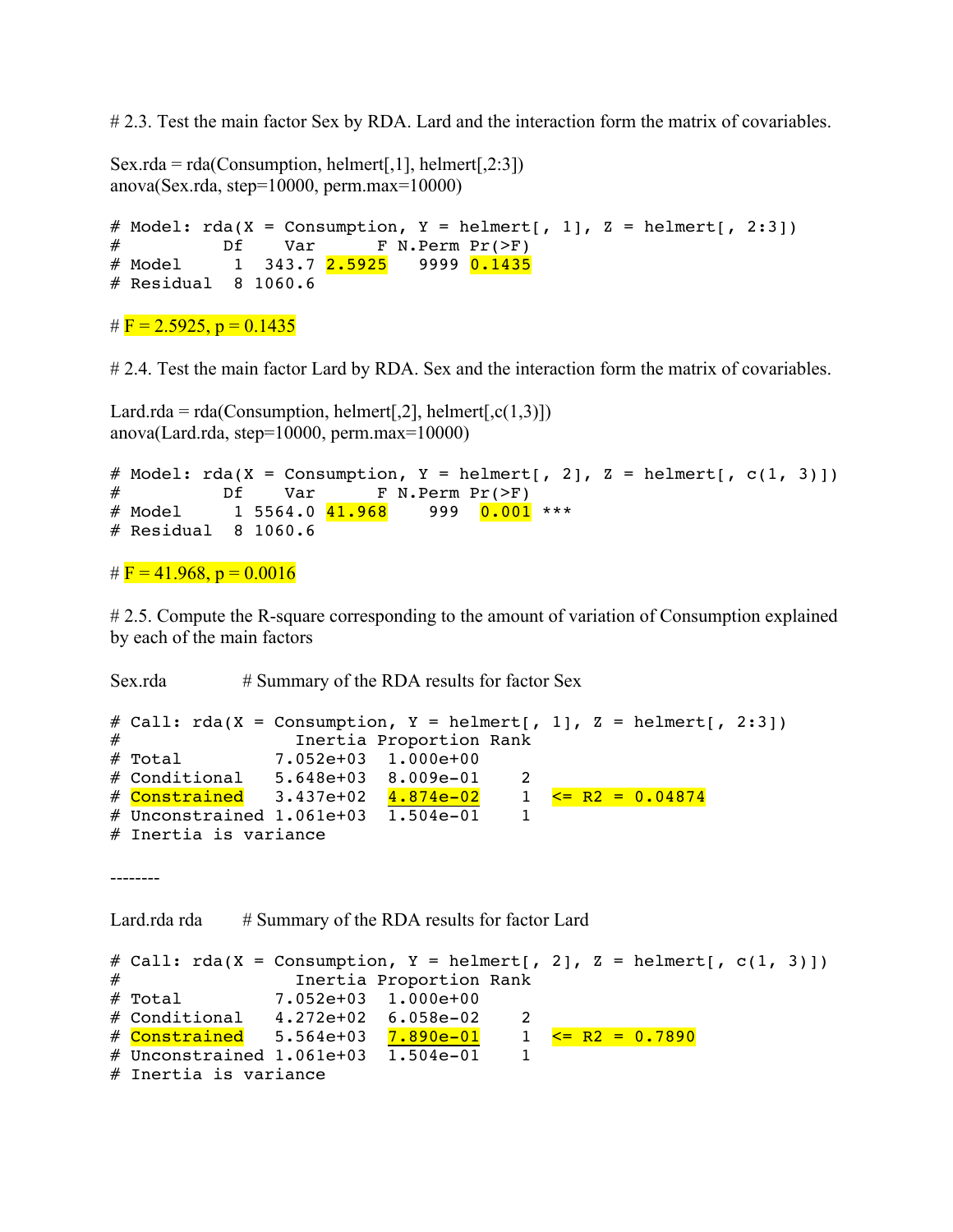# 2.3. Test the main factor Sex by RDA. Lard and the interaction form the matrix of covariables.

```
Sex.rda = rda(Consumption, helmert[,1], helmert[,2:3])
anova(Sex.rda, step=10000, perm.max=10000)

# Model: rda(X = Consumption, Y = helmert[, 1], Z = helmert[, 2:3])
#          Df    Var      F N.Perm Pr(>F)
# Model     1  343.7 2.5925   9999 0.1435
# Residual  8 1060.6

# F = 2.5925, p = 0.1435
```

# 2.4. Test the main factor Lard by RDA. Sex and the interaction form the matrix of covariables.

```
Lard.rda = rda(Consumption, helmert[,2], helmert[,c(1,3)])
anova(Lard.rda, step=10000, perm.max=10000)

# Model: rda(X = Consumption, Y = helmert[, 2], Z = helmert[, c(1, 3)])
#          Df    Var      F N.Perm Pr(>F)
# Model     1 5564.0 41.968    999  0.001 ***
# Residual  8 1060.6

# F = 41.968, p = 0.0016
```

# 2.5. Compute the R-square corresponding to the amount of variation of Consumption explained by each of the main factors

```
Sex.rda          # Summary of the RDA results for factor Sex

# Call: rda(X = Consumption, Y = helmert[, 1], Z = helmert[, 2:3])
#                 Inertia Proportion Rank
# Total         7.052e+03  1.000e+00
# Conditional   5.648e+03  8.009e-01    2
# Constrained   3.437e+02  4.874e-02    1  <= R2 = 0.04874
# Unconstrained 1.061e+03  1.504e-01    1
# Inertia is variance

--------

Lard.rda rda     # Summary of the RDA results for factor Lard

# Call: rda(X = Consumption, Y = helmert[, 2], Z = helmert[, c(1, 3)])
#                 Inertia Proportion Rank
# Total         7.052e+03  1.000e+00
# Conditional   4.272e+02  6.058e-02    2
# Constrained   5.564e+03  7.890e-01    1  <= R2 = 0.7890
# Unconstrained 1.061e+03  1.504e-01    1
# Inertia is variance
```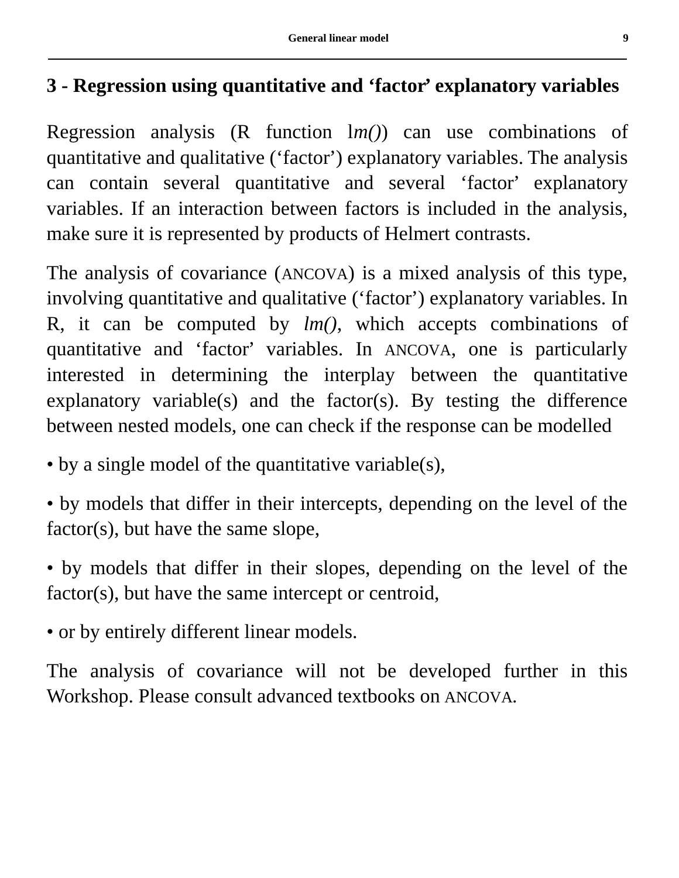## 3 - Regression using quantitative and ‘factor’ explanatory variables

Regression analysis (R function l*m()*) can use combinations of quantitative and qualitative (‘factor’) explanatory variables. The analysis can contain several quantitative and several ‘factor’ explanatory variables. If an interaction between factors is included in the analysis, make sure it is represented by products of Helmert contrasts.

The analysis of covariance (ANCOVA) is a mixed analysis of this type, involving quantitative and qualitative (‘factor’) explanatory variables. In R, it can be computed by *lm()*, which accepts combinations of quantitative and ‘factor’ variables. In ANCOVA, one is particularly interested in determining the interplay between the quantitative explanatory variable(s) and the factor(s). By testing the difference between nested models, one can check if the response can be modelled

• by a single model of the quantitative variable(s),

• by models that differ in their intercepts, depending on the level of the factor(s), but have the same slope,

• by models that differ in their slopes, depending on the level of the factor(s), but have the same intercept or centroid,

• or by entirely different linear models.

The analysis of covariance will not be developed further in this Workshop. Please consult advanced textbooks on ANCOVA.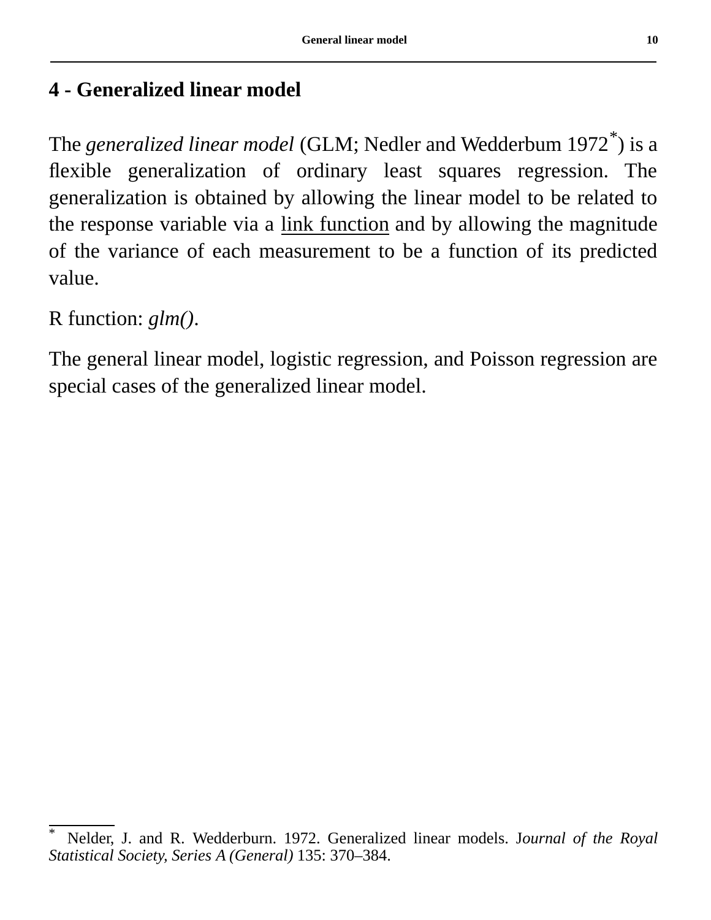## 4 - Generalized linear model

The *generalized linear model* (GLM; Nedler and Wedderbum 1972[*]) is a flexible generalization of ordinary least squares regression. The generalization is obtained by allowing the linear model to be related to the response variable via a link function and by allowing the magnitude of the variance of each measurement to be a function of its predicted value.

R function: *glm()*.

The general linear model, logistic regression, and Poisson regression are special cases of the generalized linear model.

---

[*] Nelder, J. and R. Wedderburn. 1972. Generalized linear models. J*ournal of the Royal Statistical Society, Series A (General)* 135: 370–384.